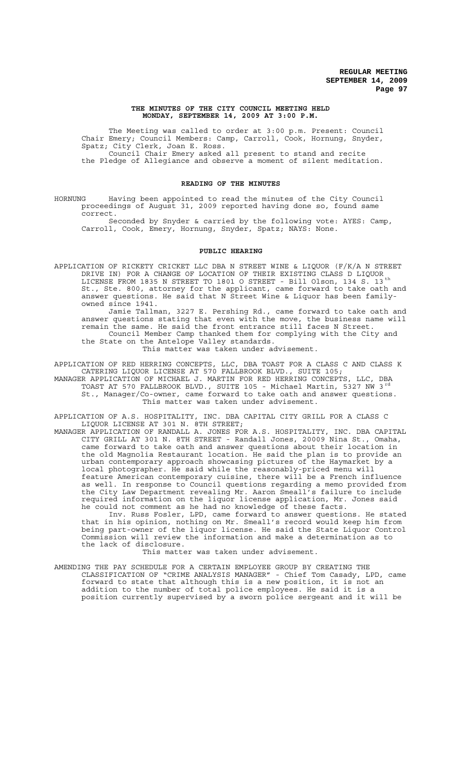# THE MINUTES OF THE CITY COUNCIL MEETING HELD MONDAY, SEPTEMBER 14, 2009 AT 3:00 P.M.

The Meeting was called to order at 3:00 p.m. Present: Council Chair Emery; Council Members: Camp, Carroll, Cook, Hornung, Snyder, Spatz; City Clerk, Joan E. Ross.

Council Chair Emery asked all present to stand and recite the Pledge of Allegiance and observe a moment of silent meditation.

## READING OF THE MINUTES

HORNUNG Having been appointed to read the minutes of the City Council proceedings of August 31, 2009 reported having done so, found same correct.

Seconded by Snyder & carried by the following vote: AYES: Camp, Carroll, Cook, Emery, Hornung, Snyder, Spatz; NAYS: None.

## PUBLIC HEARING

APPLICATION OF RICKETY CRICKET LLC DBA N STREET WINE & LIQUOR (F/K/A N STREET DRIVE IN) FOR A CHANGE OF LOCATION OF THEIR EXISTING CLASS D LIQUOR LICENSE FROM 1835 N STREET TO 1801 O STREET - Bill Olson, 134 S. 13th St., Ste. 800, attorney for the applicant, came forward to take oath and answer questions. He said that N Street Wine & Liquor has been family-owned since 1941.

Jamie Tallman, 3227 E. Pershing Rd., came forward to take oath and answer questions stating that even with the move, the business name will remain the same. He said the front entrance still faces N Street.

Council Member Camp thanked them for complying with the City and the State on the Antelope Valley standards.

This matter was taken under advisement.

APPLICATION OF RED HERRING CONCEPTS, LLC, DBA TOAST FOR A CLASS C AND CLASS K CATERING LIQUOR LICENSE AT 570 FALLBROOK BLVD., SUITE 105;

MANAGER APPLICATION OF MICHAEL J. MARTIN FOR RED HERRING CONCEPTS, LLC, DBA TOAST AT 570 FALLBROOK BLVD., SUITE 105 - Michael Martin, 5327 NW 3rd St., Manager/Co-owner, came forward to take oath and answer questions.

This matter was taken under advisement.

APPLICATION OF A.S. HOSPITALITY, INC. DBA CAPITAL CITY GRILL FOR A CLASS C LIQUOR LICENSE AT 301 N. 8TH STREET;

MANAGER APPLICATION OF RANDALL A. JONES FOR A.S. HOSPITALITY, INC. DBA CAPITAL CITY GRILL AT 301 N. 8TH STREET - Randall Jones, 20009 Nina St., Omaha, came forward to take oath and answer questions about their location in the old Magnolia Restaurant location. He said the plan is to provide an urban contemporary approach showcasing pictures of the Haymarket by a local photographer. He said while the reasonably-priced menu will feature American contemporary cuisine, there will be a French influence as well. In response to Council questions regarding a memo provided from the City Law Department revealing Mr. Aaron Smeall's failure to include required information on the liquor license application, Mr. Jones said he could not comment as he had no knowledge of these facts.

Inv. Russ Fosler, LPD, came forward to answer questions. He stated that in his opinion, nothing on Mr. Smeall's record would keep him from being part-owner of the liquor license. He said the State Liquor Control Commission will review the information and make a determination as to the lack of disclosure.

This matter was taken under advisement.

AMENDING THE PAY SCHEDULE FOR A CERTAIN EMPLOYEE GROUP BY CREATING THE CLASSIFICATION OF "CRIME ANALYSIS MANAGER" - Chief Tom Casady, LPD, came forward to state that although this is a new position, it is not an addition to the number of total police employees. He said it is a position currently supervised by a sworn police sergeant and it will be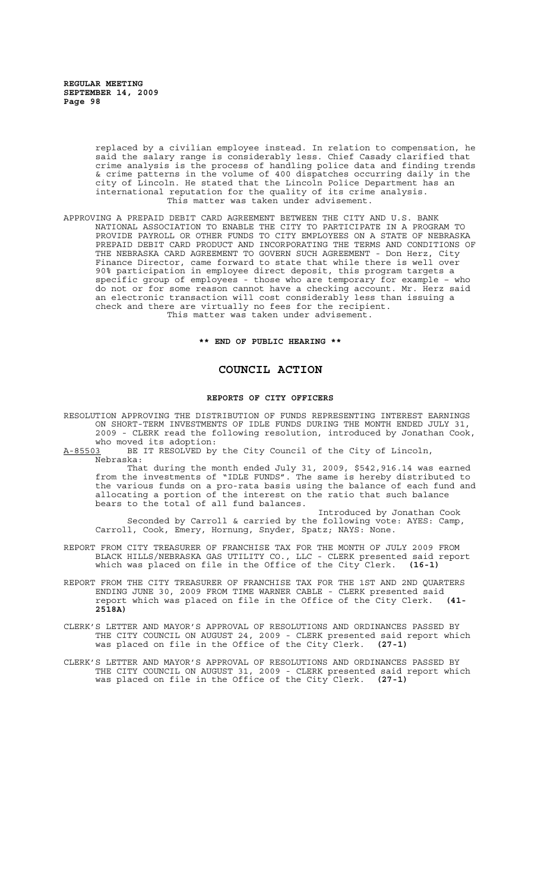replaced by a civilian employee instead. In relation to compensation, he said the salary range is considerably less. Chief Casady clarified that crime analysis is the process of handling police data and finding trends & crime patterns in the volume of 400 dispatches occurring daily in the city of Lincoln. He stated that the Lincoln Police Department has an international reputation for the quality of its crime analysis.

This matter was taken under advisement.

APPROVING A PREPAID DEBIT CARD AGREEMENT BETWEEN THE CITY AND U.S. BANK NATIONAL ASSOCIATION TO ENABLE THE CITY TO PARTICIPATE IN A PROGRAM TO PROVIDE PAYROLL OR OTHER FUNDS TO CITY EMPLOYEES ON A STATE OF NEBRASKA PREPAID DEBIT CARD PRODUCT AND INCORPORATING THE TERMS AND CONDITIONS OF THE NEBRASKA CARD AGREEMENT TO GOVERN SUCH AGREEMENT - Don Herz, City Finance Director, came forward to state that while there is well over 90% participation in employee direct deposit, this program targets a specific group of employees - those who are temporary for example – who do not or for some reason cannot have a checking account. Mr. Herz said an electronic transaction will cost considerably less than issuing a check and there are virtually no fees for the recipient.

This matter was taken under advisement.

**\*\* END OF PUBLIC HEARING \*\***

# COUNCIL ACTION

## REPORTS OF CITY OFFICERS

RESOLUTION APPROVING THE DISTRIBUTION OF FUNDS REPRESENTING INTEREST EARNINGS ON SHORT-TERM INVESTMENTS OF IDLE FUNDS DURING THE MONTH ENDED JULY 31, 2009 - CLERK read the following resolution, introduced by Jonathan Cook, who moved its adoption:

A-85503 BE IT RESOLVED by the City Council of the City of Lincoln, Nebraska:

That during the month ended July 31, 2009, $542,916.14 was earned from the investments of "IDLE FUNDS". The same is hereby distributed to the various funds on a pro-rata basis using the balance of each fund and allocating a portion of the interest on the ratio that such balance bears to the total of all fund balances.

Introduced by Jonathan Cook

Seconded by Carroll & carried by the following vote: AYES: Camp, Carroll, Cook, Emery, Hornung, Snyder, Spatz; NAYS: None.

REPORT FROM CITY TREASURER OF FRANCHISE TAX FOR THE MONTH OF JULY 2009 FROM BLACK HILLS/NEBRASKA GAS UTILITY CO., LLC - CLERK presented said report which was placed on file in the Office of the City Clerk. **(16-1)**

REPORT FROM THE CITY TREASURER OF FRANCHISE TAX FOR THE 1ST AND 2ND QUARTERS ENDING JUNE 30, 2009 FROM TIME WARNER CABLE - CLERK presented said report which was placed on file in the Office of the City Clerk. **(41-2518A)**

CLERK'S LETTER AND MAYOR'S APPROVAL OF RESOLUTIONS AND ORDINANCES PASSED BY THE CITY COUNCIL ON AUGUST 24, 2009 - CLERK presented said report which was placed on file in the Office of the City Clerk. **(27-1)**

CLERK'S LETTER AND MAYOR'S APPROVAL OF RESOLUTIONS AND ORDINANCES PASSED BY THE CITY COUNCIL ON AUGUST 31, 2009 - CLERK presented said report which was placed on file in the Office of the City Clerk. **(27-1)**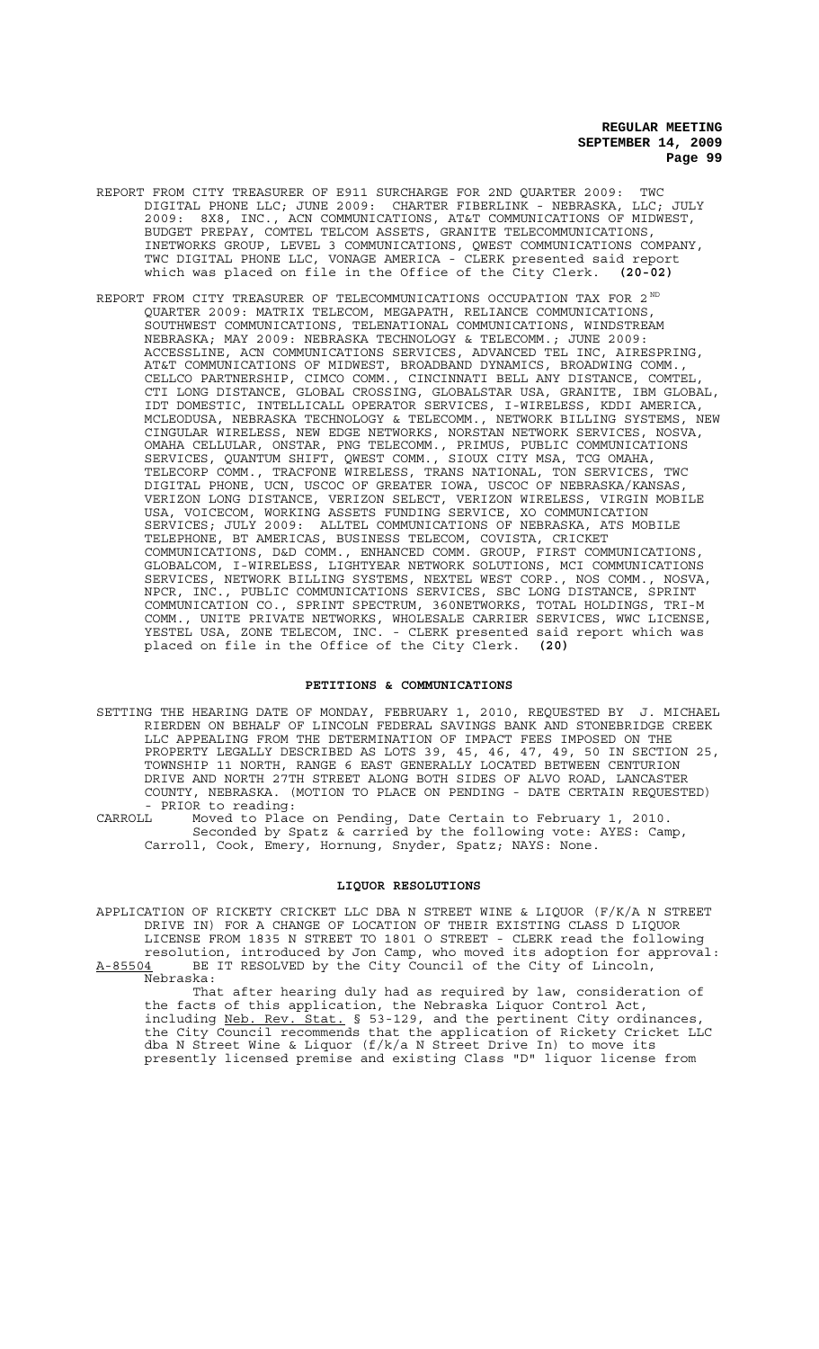REPORT FROM CITY TREASURER OF E911 SURCHARGE FOR 2ND QUARTER 2009: TWC DIGITAL PHONE LLC; JUNE 2009: CHARTER FIBERLINK - NEBRASKA, LLC; JULY 2009: 8X8, INC., ACN COMMUNICATIONS, AT&T COMMUNICATIONS OF MIDWEST, BUDGET PREPAY, COMTEL TELCOM ASSETS, GRANITE TELECOMMUNICATIONS, INETWORKS GROUP, LEVEL 3 COMMUNICATIONS, QWEST COMMUNICATIONS COMPANY, TWC DIGITAL PHONE LLC, VONAGE AMERICA - CLERK presented said report which was placed on file in the Office of the City Clerk. **(20-02)**

REPORT FROM CITY TREASURER OF TELECOMMUNICATIONS OCCUPATION TAX FOR 2[ND] QUARTER 2009: MATRIX TELECOM, MEGAPATH, RELIANCE COMMUNICATIONS, SOUTHWEST COMMUNICATIONS, TELENATIONAL COMMUNICATIONS, WINDSTREAM NEBRASKA; MAY 2009: NEBRASKA TECHNOLOGY & TELECOMM.; JUNE 2009: ACCESSLINE, ACN COMMUNICATIONS SERVICES, ADVANCED TEL INC, AIRESPRING, AT&T COMMUNICATIONS OF MIDWEST, BROADBAND DYNAMICS, BROADWING COMM., CELLCO PARTNERSHIP, CIMCO COMM., CINCINNATI BELL ANY DISTANCE, COMTEL, CTI LONG DISTANCE, GLOBAL CROSSING, GLOBALSTAR USA, GRANITE, IBM GLOBAL, IDT DOMESTIC, INTELLICALL OPERATOR SERVICES, I-WIRELESS, KDDI AMERICA, MCLEODUSA, NEBRASKA TECHNOLOGY & TELECOMM., NETWORK BILLING SYSTEMS, NEW CINGULAR WIRELESS, NEW EDGE NETWORKS, NORSTAN NETWORK SERVICES, NOSVA, OMAHA CELLULAR, ONSTAR, PNG TELECOMM., PRIMUS, PUBLIC COMMUNICATIONS SERVICES, QUANTUM SHIFT, QWEST COMM., SIOUX CITY MSA, TCG OMAHA, TELECORP COMM., TRACFONE WIRELESS, TRANS NATIONAL, TON SERVICES, TWC DIGITAL PHONE, UCN, USCOC OF GREATER IOWA, USCOC OF NEBRASKA/KANSAS, VERIZON LONG DISTANCE, VERIZON SELECT, VERIZON WIRELESS, VIRGIN MOBILE USA, VOICECOM, WORKING ASSETS FUNDING SERVICE, XO COMMUNICATION SERVICES; JULY 2009: ALLTEL COMMUNICATIONS OF NEBRASKA, ATS MOBILE TELEPHONE, BT AMERICAS, BUSINESS TELECOM, COVISTA, CRICKET COMMUNICATIONS, D&D COMM., ENHANCED COMM. GROUP, FIRST COMMUNICATIONS, GLOBALCOM, I-WIRELESS, LIGHTYEAR NETWORK SOLUTIONS, MCI COMMUNICATIONS SERVICES, NETWORK BILLING SYSTEMS, NEXTEL WEST CORP., NOS COMM., NOSVA, NPCR, INC., PUBLIC COMMUNICATIONS SERVICES, SBC LONG DISTANCE, SPRINT COMMUNICATION CO., SPRINT SPECTRUM, 360NETWORKS, TOTAL HOLDINGS, TRI-M COMM., UNITE PRIVATE NETWORKS, WHOLESALE CARRIER SERVICES, WWC LICENSE, YESTEL USA, ZONE TELECOM, INC. - CLERK presented said report which was placed on file in the Office of the City Clerk. **(20)**

## PETITIONS & COMMUNICATIONS

SETTING THE HEARING DATE OF MONDAY, FEBRUARY 1, 2010, REQUESTED BY J. MICHAEL RIERDEN ON BEHALF OF LINCOLN FEDERAL SAVINGS BANK AND STONEBRIDGE CREEK LLC APPEALING FROM THE DETERMINATION OF IMPACT FEES IMPOSED ON THE PROPERTY LEGALLY DESCRIBED AS LOTS 39, 45, 46, 47, 49, 50 IN SECTION 25, TOWNSHIP 11 NORTH, RANGE 6 EAST GENERALLY LOCATED BETWEEN CENTURION DRIVE AND NORTH 27TH STREET ALONG BOTH SIDES OF ALVO ROAD, LANCASTER COUNTY, NEBRASKA. (MOTION TO PLACE ON PENDING - DATE CERTAIN REQUESTED) - PRIOR to reading:

CARROLL Moved to Place on Pending, Date Certain to February 1, 2010. Seconded by Spatz & carried by the following vote: AYES: Camp, Carroll, Cook, Emery, Hornung, Snyder, Spatz; NAYS: None.

## LIQUOR RESOLUTIONS

APPLICATION OF RICKETY CRICKET LLC DBA N STREET WINE & LIQUOR (F/K/A N STREET DRIVE IN) FOR A CHANGE OF LOCATION OF THEIR EXISTING CLASS D LIQUOR LICENSE FROM 1835 N STREET TO 1801 O STREET - CLERK read the following resolution, introduced by Jon Camp, who moved its adoption for approval:

A-85504 BE IT RESOLVED by the City Council of the City of Lincoln, Nebraska:

That after hearing duly had as required by law, consideration of the facts of this application, the Nebraska Liquor Control Act, including Neb. Rev. Stat. § 53-129, and the pertinent City ordinances, the City Council recommends that the application of Rickety Cricket LLC dba N Street Wine & Liquor (f/k/a N Street Drive In) to move its presently licensed premise and existing Class "D" liquor license from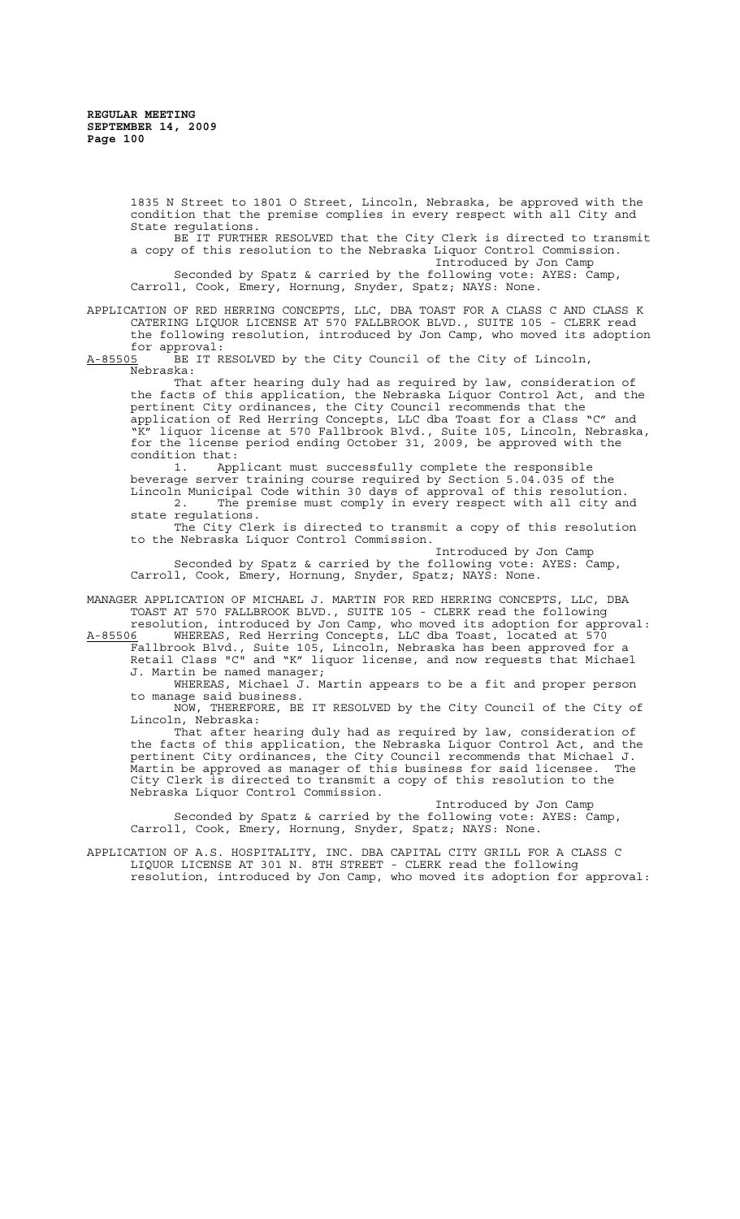1835 N Street to 1801 O Street, Lincoln, Nebraska, be approved with the condition that the premise complies in every respect with all City and State regulations.

BE IT FURTHER RESOLVED that the City Clerk is directed to transmit a copy of this resolution to the Nebraska Liquor Control Commission.

Introduced by Jon Camp

Seconded by Spatz & carried by the following vote: AYES: Camp, Carroll, Cook, Emery, Hornung, Snyder, Spatz; NAYS: None.

APPLICATION OF RED HERRING CONCEPTS, LLC, DBA TOAST FOR A CLASS C AND CLASS K CATERING LIQUOR LICENSE AT 570 FALLBROOK BLVD., SUITE 105 - CLERK read the following resolution, introduced by Jon Camp, who moved its adoption for approval:

A-85505 BE IT RESOLVED by the City Council of the City of Lincoln, Nebraska:

That after hearing duly had as required by law, consideration of the facts of this application, the Nebraska Liquor Control Act, and the pertinent City ordinances, the City Council recommends that the application of Red Herring Concepts, LLC dba Toast for a Class "C" and "K" liquor license at 570 Fallbrook Blvd., Suite 105, Lincoln, Nebraska, for the license period ending October 31, 2009, be approved with the condition that:

1. Applicant must successfully complete the responsible beverage server training course required by Section 5.04.035 of the Lincoln Municipal Code within 30 days of approval of this resolution.
2. The premise must comply in every respect with all city and state regulations.

The City Clerk is directed to transmit a copy of this resolution to the Nebraska Liquor Control Commission.

Introduced by Jon Camp

Seconded by Spatz & carried by the following vote: AYES: Camp, Carroll, Cook, Emery, Hornung, Snyder, Spatz; NAYS: None.

MANAGER APPLICATION OF MICHAEL J. MARTIN FOR RED HERRING CONCEPTS, LLC, DBA TOAST AT 570 FALLBROOK BLVD., SUITE 105 - CLERK read the following resolution, introduced by Jon Camp, who moved its adoption for approval:

A-85506 WHEREAS, Red Herring Concepts, LLC dba Toast, located at 570 Fallbrook Blvd., Suite 105, Lincoln, Nebraska has been approved for a Retail Class "C" and "K" liquor license, and now requests that Michael J. Martin be named manager;

WHEREAS, Michael J. Martin appears to be a fit and proper person to manage said business.

NOW, THEREFORE, BE IT RESOLVED by the City Council of the City of Lincoln, Nebraska:

That after hearing duly had as required by law, consideration of the facts of this application, the Nebraska Liquor Control Act, and the pertinent City ordinances, the City Council recommends that Michael J. Martin be approved as manager of this business for said licensee. The City Clerk is directed to transmit a copy of this resolution to the Nebraska Liquor Control Commission.

Introduced by Jon Camp

Seconded by Spatz & carried by the following vote: AYES: Camp, Carroll, Cook, Emery, Hornung, Snyder, Spatz; NAYS: None.

APPLICATION OF A.S. HOSPITALITY, INC. DBA CAPITAL CITY GRILL FOR A CLASS C LIQUOR LICENSE AT 301 N. 8TH STREET - CLERK read the following resolution, introduced by Jon Camp, who moved its adoption for approval: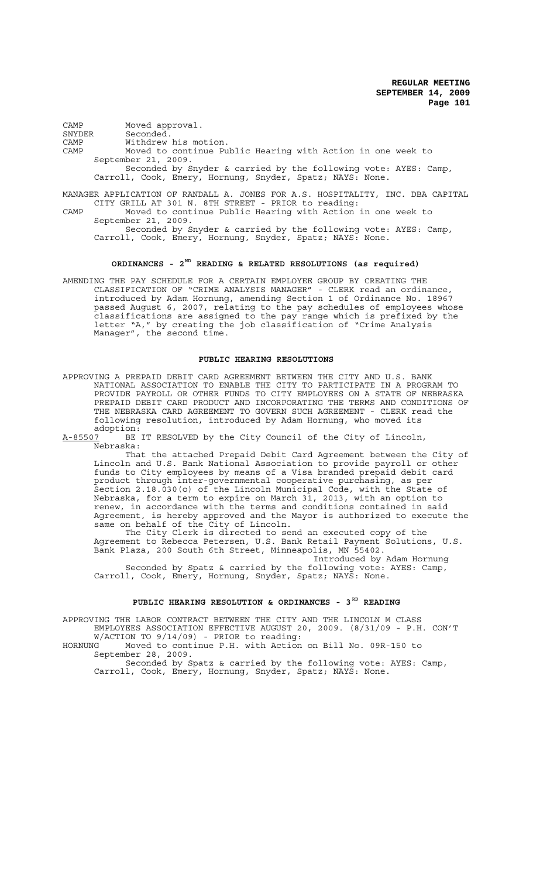CAMP Moved approval.
SNYDER Seconded.
CAMP Withdrew his motion.
CAMP Moved to continue Public Hearing with Action in one week to September 21, 2009.

Seconded by Snyder & carried by the following vote: AYES: Camp, Carroll, Cook, Emery, Hornung, Snyder, Spatz; NAYS: None.

MANAGER APPLICATION OF RANDALL A. JONES FOR A.S. HOSPITALITY, INC. DBA CAPITAL CITY GRILL AT 301 N. 8TH STREET - PRIOR to reading:

CAMP Moved to continue Public Hearing with Action in one week to September 21, 2009.

Seconded by Snyder & carried by the following vote: AYES: Camp, Carroll, Cook, Emery, Hornung, Snyder, Spatz; NAYS: None.

## ORDINANCES - 2ND READING & RELATED RESOLUTIONS (as required)

AMENDING THE PAY SCHEDULE FOR A CERTAIN EMPLOYEE GROUP BY CREATING THE CLASSIFICATION OF "CRIME ANALYSIS MANAGER" - CLERK read an ordinance, introduced by Adam Hornung, amending Section 1 of Ordinance No. 18967 passed August 6, 2007, relating to the pay schedules of employees whose classifications are assigned to the pay range which is prefixed by the letter "A," by creating the job classification of "Crime Analysis Manager", the second time.

## PUBLIC HEARING RESOLUTIONS

APPROVING A PREPAID DEBIT CARD AGREEMENT BETWEEN THE CITY AND U.S. BANK NATIONAL ASSOCIATION TO ENABLE THE CITY TO PARTICIPATE IN A PROGRAM TO PROVIDE PAYROLL OR OTHER FUNDS TO CITY EMPLOYEES ON A STATE OF NEBRASKA PREPAID DEBIT CARD PRODUCT AND INCORPORATING THE TERMS AND CONDITIONS OF THE NEBRASKA CARD AGREEMENT TO GOVERN SUCH AGREEMENT - CLERK read the following resolution, introduced by Adam Hornung, who moved its adoption:

A-85507 BE IT RESOLVED by the City Council of the City of Lincoln, Nebraska:

That the attached Prepaid Debit Card Agreement between the City of Lincoln and U.S. Bank National Association to provide payroll or other funds to City employees by means of a Visa branded prepaid debit card product through inter-governmental cooperative purchasing, as per Section 2.18.030(o) of the Lincoln Municipal Code, with the State of Nebraska, for a term to expire on March 31, 2013, with an option to renew, in accordance with the terms and conditions contained in said Agreement, is hereby approved and the Mayor is authorized to execute the same on behalf of the City of Lincoln.

The City Clerk is directed to send an executed copy of the Agreement to Rebecca Petersen, U.S. Bank Retail Payment Solutions, U.S. Bank Plaza, 200 South 6th Street, Minneapolis, MN 55402.

Introduced by Adam Hornung

Seconded by Spatz & carried by the following vote: AYES: Camp, Carroll, Cook, Emery, Hornung, Snyder, Spatz; NAYS: None.

## PUBLIC HEARING RESOLUTION & ORDINANCES - 3RD READING

APPROVING THE LABOR CONTRACT BETWEEN THE CITY AND THE LINCOLN M CLASS EMPLOYEES ASSOCIATION EFFECTIVE AUGUST 20, 2009. (8/31/09 - P.H. CON'T W/ACTION TO 9/14/09) - PRIOR to reading:

HORNUNG Moved to continue P.H. with Action on Bill No. 09R-150 to September 28, 2009.

Seconded by Spatz & carried by the following vote: AYES: Camp, Carroll, Cook, Emery, Hornung, Snyder, Spatz; NAYS: None.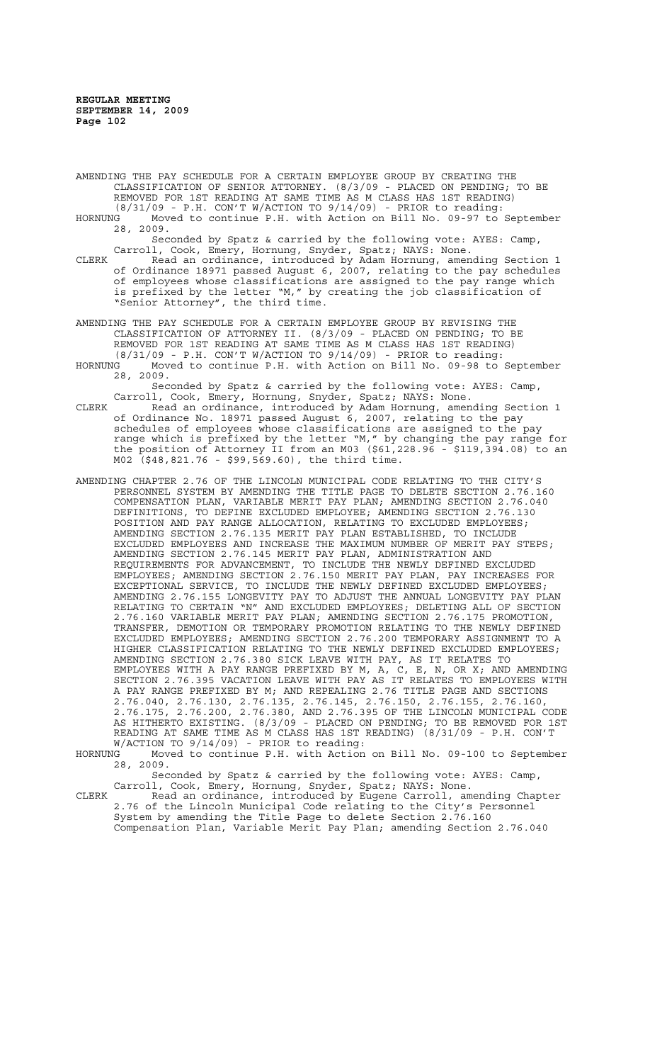AMENDING THE PAY SCHEDULE FOR A CERTAIN EMPLOYEE GROUP BY CREATING THE CLASSIFICATION OF SENIOR ATTORNEY. (8/3/09 - PLACED ON PENDING; TO BE REMOVED FOR 1ST READING AT SAME TIME AS M CLASS HAS 1ST READING) (8/31/09 - P.H. CON'T W/ACTION TO 9/14/09) - PRIOR to reading:

HORNUNG Moved to continue P.H. with Action on Bill No. 09-97 to September 28, 2009.

Seconded by Spatz & carried by the following vote: AYES: Camp, Carroll, Cook, Emery, Hornung, Snyder, Spatz; NAYS: None.

CLERK Read an ordinance, introduced by Adam Hornung, amending Section 1 of Ordinance 18971 passed August 6, 2007, relating to the pay schedules of employees whose classifications are assigned to the pay range which is prefixed by the letter "M," by creating the job classification of "Senior Attorney", the third time.

AMENDING THE PAY SCHEDULE FOR A CERTAIN EMPLOYEE GROUP BY REVISING THE CLASSIFICATION OF ATTORNEY II. (8/3/09 - PLACED ON PENDING; TO BE REMOVED FOR 1ST READING AT SAME TIME AS M CLASS HAS 1ST READING) (8/31/09 - P.H. CON'T W/ACTION TO 9/14/09) - PRIOR to reading:

HORNUNG Moved to continue P.H. with Action on Bill No. 09-98 to September 28, 2009.

Seconded by Spatz & carried by the following vote: AYES: Camp, Carroll, Cook, Emery, Hornung, Snyder, Spatz; NAYS: None.

CLERK Read an ordinance, introduced by Adam Hornung, amending Section 1 of Ordinance No. 18971 passed August 6, 2007, relating to the pay schedules of employees whose classifications are assigned to the pay range which is prefixed by the letter "M," by changing the pay range for the position of Attorney II from an M03 ($61,228.96 - $119,394.08) to an M02 ($48,821.76 - $99,569.60), the third time.

AMENDING CHAPTER 2.76 OF THE LINCOLN MUNICIPAL CODE RELATING TO THE CITY'S PERSONNEL SYSTEM BY AMENDING THE TITLE PAGE TO DELETE SECTION 2.76.160 COMPENSATION PLAN, VARIABLE MERIT PAY PLAN; AMENDING SECTION 2.76.040 DEFINITIONS, TO DEFINE EXCLUDED EMPLOYEE; AMENDING SECTION 2.76.130 POSITION AND PAY RANGE ALLOCATION, RELATING TO EXCLUDED EMPLOYEES; AMENDING SECTION 2.76.135 MERIT PAY PLAN ESTABLISHED, TO INCLUDE EXCLUDED EMPLOYEES AND INCREASE THE MAXIMUM NUMBER OF MERIT PAY STEPS; AMENDING SECTION 2.76.145 MERIT PAY PLAN, ADMINISTRATION AND REQUIREMENTS FOR ADVANCEMENT, TO INCLUDE THE NEWLY DEFINED EXCLUDED EMPLOYEES; AMENDING SECTION 2.76.150 MERIT PAY PLAN, PAY INCREASES FOR EXCEPTIONAL SERVICE, TO INCLUDE THE NEWLY DEFINED EXCLUDED EMPLOYEES; AMENDING 2.76.155 LONGEVITY PAY TO ADJUST THE ANNUAL LONGEVITY PAY PLAN RELATING TO CERTAIN "N" AND EXCLUDED EMPLOYEES; DELETING ALL OF SECTION 2.76.160 VARIABLE MERIT PAY PLAN; AMENDING SECTION 2.76.175 PROMOTION, TRANSFER, DEMOTION OR TEMPORARY PROMOTION RELATING TO THE NEWLY DEFINED EXCLUDED EMPLOYEES; AMENDING SECTION 2.76.200 TEMPORARY ASSIGNMENT TO A HIGHER CLASSIFICATION RELATING TO THE NEWLY DEFINED EXCLUDED EMPLOYEES; AMENDING SECTION 2.76.380 SICK LEAVE WITH PAY, AS IT RELATES TO EMPLOYEES WITH A PAY RANGE PREFIXED BY M, A, C, E, N, OR X; AND AMENDING SECTION 2.76.395 VACATION LEAVE WITH PAY AS IT RELATES TO EMPLOYEES WITH A PAY RANGE PREFIXED BY M; AND REPEALING 2.76 TITLE PAGE AND SECTIONS 2.76.040, 2.76.130, 2.76.135, 2.76.145, 2.76.150, 2.76.155, 2.76.160, 2.76.175, 2.76.200, 2.76.380, AND 2.76.395 OF THE LINCOLN MUNICIPAL CODE AS HITHERTO EXISTING. (8/3/09 - PLACED ON PENDING; TO BE REMOVED FOR 1ST READING AT SAME TIME AS M CLASS HAS 1ST READING) (8/31/09 - P.H. CON'T W/ACTION TO 9/14/09) - PRIOR to reading:

HORNUNG Moved to continue P.H. with Action on Bill No. 09-100 to September 28, 2009.

Seconded by Spatz & carried by the following vote: AYES: Camp, Carroll, Cook, Emery, Hornung, Snyder, Spatz; NAYS: None.

CLERK Read an ordinance, introduced by Eugene Carroll, amending Chapter 2.76 of the Lincoln Municipal Code relating to the City's Personnel System by amending the Title Page to delete Section 2.76.160 Compensation Plan, Variable Merit Pay Plan; amending Section 2.76.040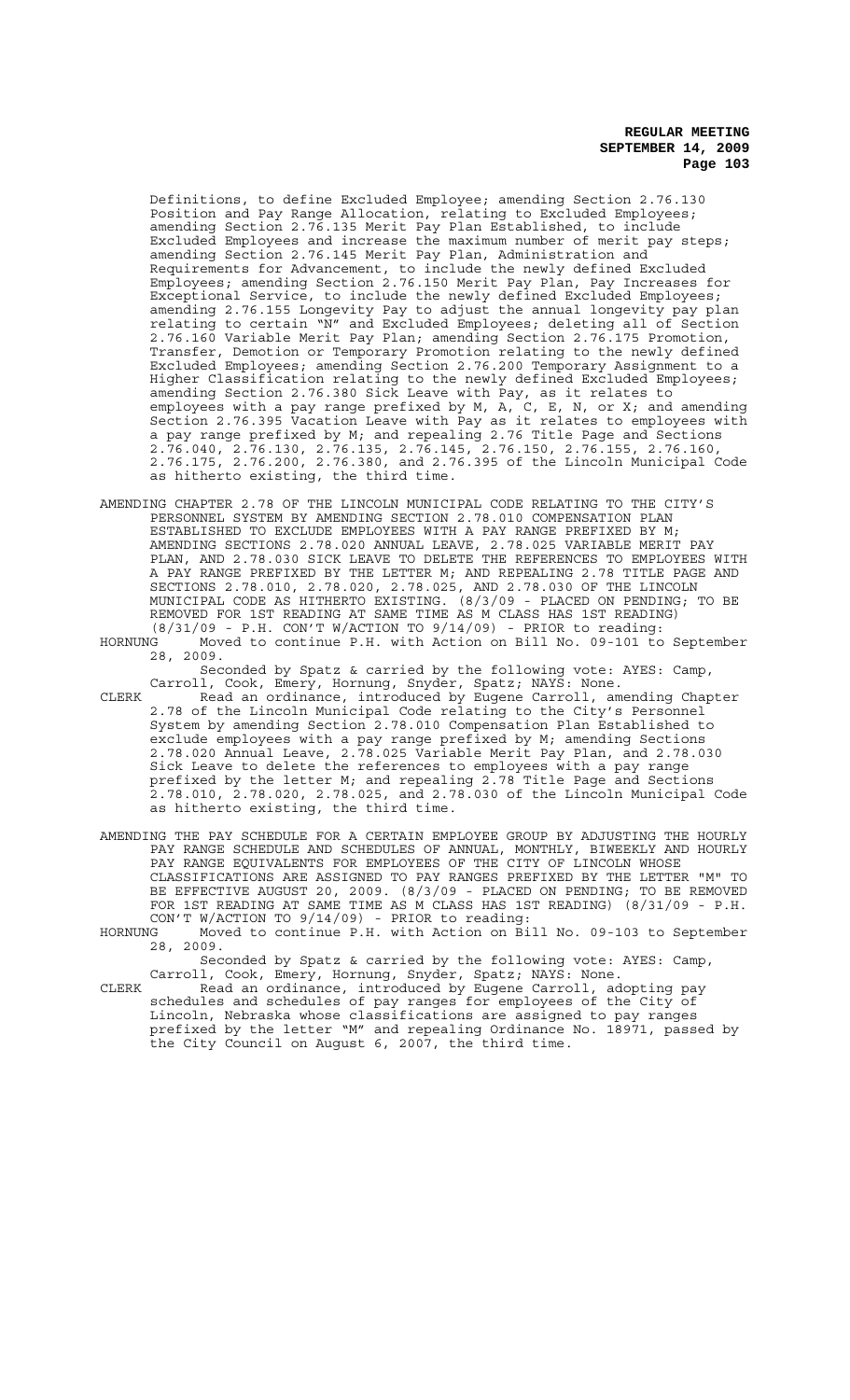Definitions, to define Excluded Employee; amending Section 2.76.130 Position and Pay Range Allocation, relating to Excluded Employees; amending Section 2.76.135 Merit Pay Plan Established, to include Excluded Employees and increase the maximum number of merit pay steps; amending Section 2.76.145 Merit Pay Plan, Administration and Requirements for Advancement, to include the newly defined Excluded Employees; amending Section 2.76.150 Merit Pay Plan, Pay Increases for Exceptional Service, to include the newly defined Excluded Employees; amending 2.76.155 Longevity Pay to adjust the annual longevity pay plan relating to certain "N" and Excluded Employees; deleting all of Section 2.76.160 Variable Merit Pay Plan; amending Section 2.76.175 Promotion, Transfer, Demotion or Temporary Promotion relating to the newly defined Excluded Employees; amending Section 2.76.200 Temporary Assignment to a Higher Classification relating to the newly defined Excluded Employees; amending Section 2.76.380 Sick Leave with Pay, as it relates to employees with a pay range prefixed by M, A, C, E, N, or X; and amending Section 2.76.395 Vacation Leave with Pay as it relates to employees with a pay range prefixed by M; and repealing 2.76 Title Page and Sections 2.76.040, 2.76.130, 2.76.135, 2.76.145, 2.76.150, 2.76.155, 2.76.160, 2.76.175, 2.76.200, 2.76.380, and 2.76.395 of the Lincoln Municipal Code as hitherto existing, the third time.

AMENDING CHAPTER 2.78 OF THE LINCOLN MUNICIPAL CODE RELATING TO THE CITY'S PERSONNEL SYSTEM BY AMENDING SECTION 2.78.010 COMPENSATION PLAN ESTABLISHED TO EXCLUDE EMPLOYEES WITH A PAY RANGE PREFIXED BY M; AMENDING SECTIONS 2.78.020 ANNUAL LEAVE, 2.78.025 VARIABLE MERIT PAY PLAN, AND 2.78.030 SICK LEAVE TO DELETE THE REFERENCES TO EMPLOYEES WITH A PAY RANGE PREFIXED BY THE LETTER M; AND REPEALING 2.78 TITLE PAGE AND SECTIONS 2.78.010, 2.78.020, 2.78.025, AND 2.78.030 OF THE LINCOLN MUNICIPAL CODE AS HITHERTO EXISTING. (8/3/09 - PLACED ON PENDING; TO BE REMOVED FOR 1ST READING AT SAME TIME AS M CLASS HAS 1ST READING) (8/31/09 - P.H. CON'T W/ACTION TO 9/14/09) - PRIOR to reading:

HORNUNG Moved to continue P.H. with Action on Bill No. 09-101 to September 28, 2009.

Seconded by Spatz & carried by the following vote: AYES: Camp, Carroll, Cook, Emery, Hornung, Snyder, Spatz; NAYS: None.

CLERK Read an ordinance, introduced by Eugene Carroll, amending Chapter 2.78 of the Lincoln Municipal Code relating to the City's Personnel System by amending Section 2.78.010 Compensation Plan Established to exclude employees with a pay range prefixed by M; amending Sections 2.78.020 Annual Leave, 2.78.025 Variable Merit Pay Plan, and 2.78.030 Sick Leave to delete the references to employees with a pay range prefixed by the letter M; and repealing 2.78 Title Page and Sections 2.78.010, 2.78.020, 2.78.025, and 2.78.030 of the Lincoln Municipal Code as hitherto existing, the third time.

AMENDING THE PAY SCHEDULE FOR A CERTAIN EMPLOYEE GROUP BY ADJUSTING THE HOURLY PAY RANGE SCHEDULE AND SCHEDULES OF ANNUAL, MONTHLY, BIWEEKLY AND HOURLY PAY RANGE EQUIVALENTS FOR EMPLOYEES OF THE CITY OF LINCOLN WHOSE CLASSIFICATIONS ARE ASSIGNED TO PAY RANGES PREFIXED BY THE LETTER "M" TO BE EFFECTIVE AUGUST 20, 2009. (8/3/09 - PLACED ON PENDING; TO BE REMOVED FOR 1ST READING AT SAME TIME AS M CLASS HAS 1ST READING) (8/31/09 - P.H. CON'T W/ACTION TO 9/14/09) - PRIOR to reading:

HORNUNG Moved to continue P.H. with Action on Bill No. 09-103 to September 28, 2009.

Seconded by Spatz & carried by the following vote: AYES: Camp, Carroll, Cook, Emery, Hornung, Snyder, Spatz; NAYS: None.

CLERK Read an ordinance, introduced by Eugene Carroll, adopting pay schedules and schedules of pay ranges for employees of the City of Lincoln, Nebraska whose classifications are assigned to pay ranges prefixed by the letter "M" and repealing Ordinance No. 18971, passed by the City Council on August 6, 2007, the third time.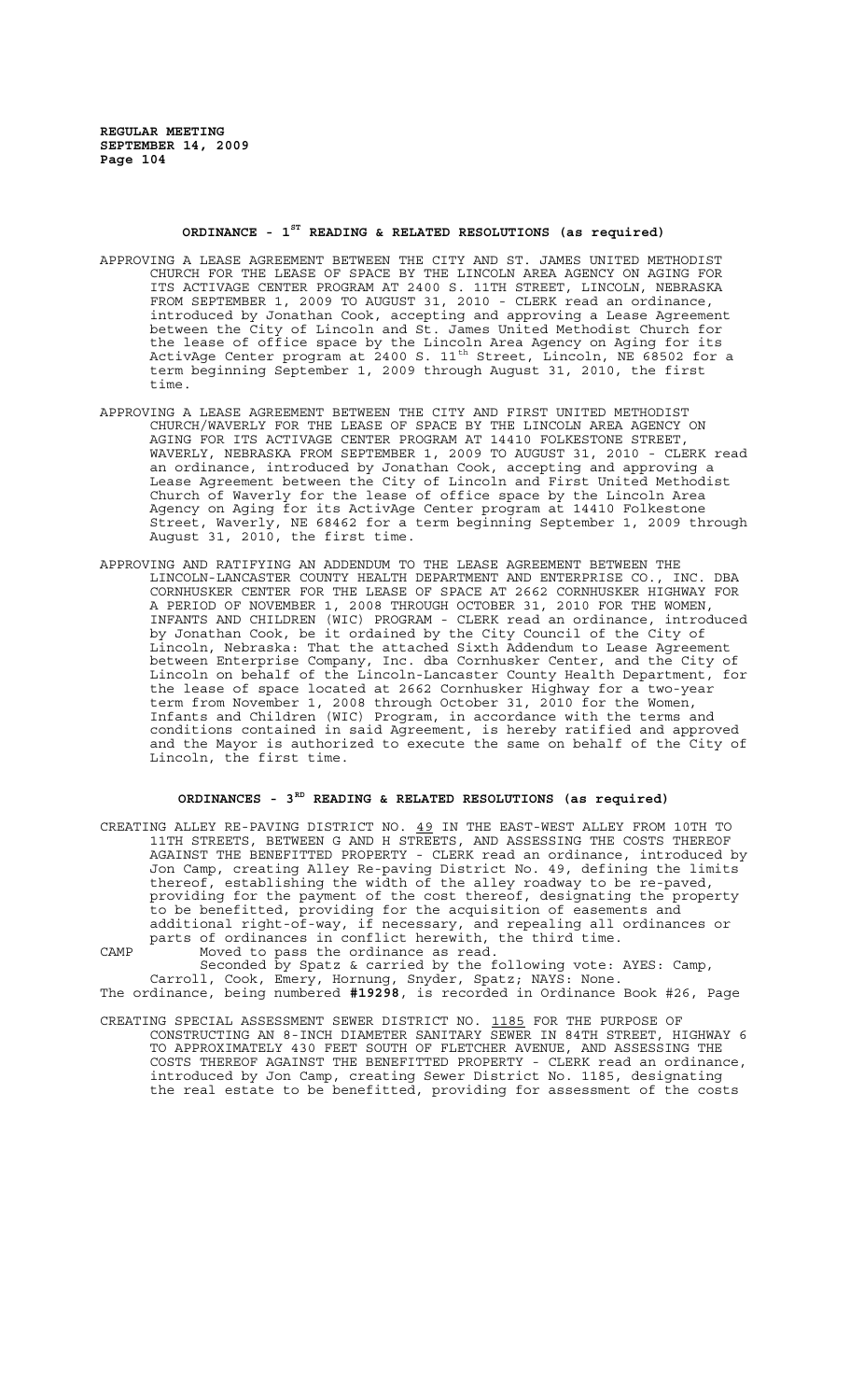## ORDINANCE - 1$^{ST}$ READING & RELATED RESOLUTIONS (as required)

APPROVING A LEASE AGREEMENT BETWEEN THE CITY AND ST. JAMES UNITED METHODIST CHURCH FOR THE LEASE OF SPACE BY THE LINCOLN AREA AGENCY ON AGING FOR ITS ACTIVAGE CENTER PROGRAM AT 2400 S. 11TH STREET, LINCOLN, NEBRASKA FROM SEPTEMBER 1, 2009 TO AUGUST 31, 2010 - CLERK read an ordinance, introduced by Jonathan Cook, accepting and approving a Lease Agreement between the City of Lincoln and St. James United Methodist Church for the lease of office space by the Lincoln Area Agency on Aging for its ActivAge Center program at 2400 S. 11$^{th}$ Street, Lincoln, NE 68502 for a term beginning September 1, 2009 through August 31, 2010, the first time.

APPROVING A LEASE AGREEMENT BETWEEN THE CITY AND FIRST UNITED METHODIST CHURCH/WAVERLY FOR THE LEASE OF SPACE BY THE LINCOLN AREA AGENCY ON AGING FOR ITS ACTIVAGE CENTER PROGRAM AT 14410 FOLKESTONE STREET, WAVERLY, NEBRASKA FROM SEPTEMBER 1, 2009 TO AUGUST 31, 2010 - CLERK read an ordinance, introduced by Jonathan Cook, accepting and approving a Lease Agreement between the City of Lincoln and First United Methodist Church of Waverly for the lease of office space by the Lincoln Area Agency on Aging for its ActivAge Center program at 14410 Folkestone Street, Waverly, NE 68462 for a term beginning September 1, 2009 through August 31, 2010, the first time.

APPROVING AND RATIFYING AN ADDENDUM TO THE LEASE AGREEMENT BETWEEN THE LINCOLN-LANCASTER COUNTY HEALTH DEPARTMENT AND ENTERPRISE CO., INC. DBA CORNHUSKER CENTER FOR THE LEASE OF SPACE AT 2662 CORNHUSKER HIGHWAY FOR A PERIOD OF NOVEMBER 1, 2008 THROUGH OCTOBER 31, 2010 FOR THE WOMEN, INFANTS AND CHILDREN (WIC) PROGRAM - CLERK read an ordinance, introduced by Jonathan Cook, be it ordained by the City Council of the City of Lincoln, Nebraska: That the attached Sixth Addendum to Lease Agreement between Enterprise Company, Inc. dba Cornhusker Center, and the City of Lincoln on behalf of the Lincoln-Lancaster County Health Department, for the lease of space located at 2662 Cornhusker Highway for a two-year term from November 1, 2008 through October 31, 2010 for the Women, Infants and Children (WIC) Program, in accordance with the terms and conditions contained in said Agreement, is hereby ratified and approved and the Mayor is authorized to execute the same on behalf of the City of Lincoln, the first time.

## ORDINANCES - 3$^{RD}$ READING & RELATED RESOLUTIONS (as required)

CREATING ALLEY RE-PAVING DISTRICT NO. 49 IN THE EAST-WEST ALLEY FROM 10TH TO 11TH STREETS, BETWEEN G AND H STREETS, AND ASSESSING THE COSTS THEREOF AGAINST THE BENEFITTED PROPERTY - CLERK read an ordinance, introduced by Jon Camp, creating Alley Re-paving District No. 49, defining the limits thereof, establishing the width of the alley roadway to be re-paved, providing for the payment of the cost thereof, designating the property to be benefitted, providing for the acquisition of easements and additional right-of-way, if necessary, and repealing all ordinances or parts of ordinances in conflict herewith, the third time.

CAMP Moved to pass the ordinance as read.

Seconded by Spatz & carried by the following vote: AYES: Camp, Carroll, Cook, Emery, Hornung, Snyder, Spatz; NAYS: None.

The ordinance, being numbered **#19298**, is recorded in Ordinance Book #26, Page

CREATING SPECIAL ASSESSMENT SEWER DISTRICT NO. 1185 FOR THE PURPOSE OF CONSTRUCTING AN 8-INCH DIAMETER SANITARY SEWER IN 84TH STREET, HIGHWAY 6 TO APPROXIMATELY 430 FEET SOUTH OF FLETCHER AVENUE, AND ASSESSING THE COSTS THEREOF AGAINST THE BENEFITTED PROPERTY - CLERK read an ordinance, introduced by Jon Camp, creating Sewer District No. 1185, designating the real estate to be benefitted, providing for assessment of the costs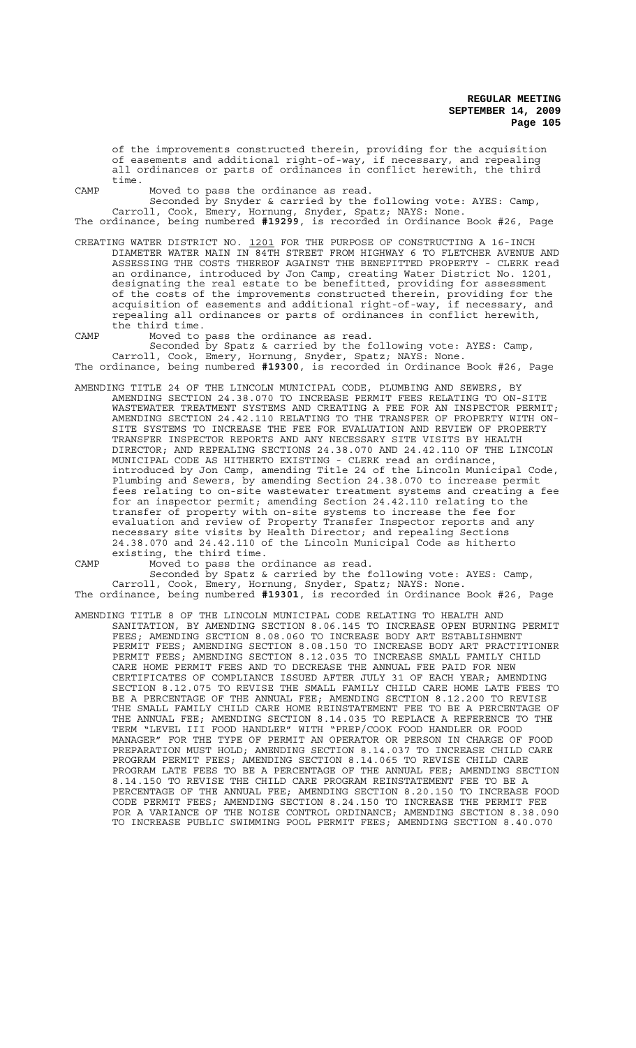of the improvements constructed therein, providing for the acquisition of easements and additional right-of-way, if necessary, and repealing all ordinances or parts of ordinances in conflict herewith, the third time.

CAMP Moved to pass the ordinance as read.

Seconded by Snyder & carried by the following vote: AYES: Camp, Carroll, Cook, Emery, Hornung, Snyder, Spatz; NAYS: None.

The ordinance, being numbered **#19299**, is recorded in Ordinance Book #26, Page

CREATING WATER DISTRICT NO. 1201 FOR THE PURPOSE OF CONSTRUCTING A 16-INCH DIAMETER WATER MAIN IN 84TH STREET FROM HIGHWAY 6 TO FLETCHER AVENUE AND ASSESSING THE COSTS THEREOF AGAINST THE BENEFITTED PROPERTY - CLERK read an ordinance, introduced by Jon Camp, creating Water District No. 1201, designating the real estate to be benefitted, providing for assessment of the costs of the improvements constructed therein, providing for the acquisition of easements and additional right-of-way, if necessary, and repealing all ordinances or parts of ordinances in conflict herewith, the third time.

CAMP Moved to pass the ordinance as read.

Seconded by Spatz & carried by the following vote: AYES: Camp, Carroll, Cook, Emery, Hornung, Snyder, Spatz; NAYS: None.

The ordinance, being numbered **#19300**, is recorded in Ordinance Book #26, Page

AMENDING TITLE 24 OF THE LINCOLN MUNICIPAL CODE, PLUMBING AND SEWERS, BY AMENDING SECTION 24.38.070 TO INCREASE PERMIT FEES RELATING TO ON-SITE WASTEWATER TREATMENT SYSTEMS AND CREATING A FEE FOR AN INSPECTOR PERMIT; AMENDING SECTION 24.42.110 RELATING TO THE TRANSFER OF PROPERTY WITH ON-SITE SYSTEMS TO INCREASE THE FEE FOR EVALUATION AND REVIEW OF PROPERTY TRANSFER INSPECTOR REPORTS AND ANY NECESSARY SITE VISITS BY HEALTH DIRECTOR; AND REPEALING SECTIONS 24.38.070 AND 24.42.110 OF THE LINCOLN MUNICIPAL CODE AS HITHERTO EXISTING - CLERK read an ordinance, introduced by Jon Camp, amending Title 24 of the Lincoln Municipal Code, Plumbing and Sewers, by amending Section 24.38.070 to increase permit fees relating to on-site wastewater treatment systems and creating a fee for an inspector permit; amending Section 24.42.110 relating to the transfer of property with on-site systems to increase the fee for evaluation and review of Property Transfer Inspector reports and any necessary site visits by Health Director; and repealing Sections 24.38.070 and 24.42.110 of the Lincoln Municipal Code as hitherto existing, the third time.

CAMP Moved to pass the ordinance as read.

Seconded by Spatz & carried by the following vote: AYES: Camp, Carroll, Cook, Emery, Hornung, Snyder, Spatz; NAYS: None.

The ordinance, being numbered **#19301**, is recorded in Ordinance Book #26, Page

AMENDING TITLE 8 OF THE LINCOLN MUNICIPAL CODE RELATING TO HEALTH AND SANITATION, BY AMENDING SECTION 8.06.145 TO INCREASE OPEN BURNING PERMIT FEES; AMENDING SECTION 8.08.060 TO INCREASE BODY ART ESTABLISHMENT PERMIT FEES; AMENDING SECTION 8.08.150 TO INCREASE BODY ART PRACTITIONER PERMIT FEES; AMENDING SECTION 8.12.035 TO INCREASE SMALL FAMILY CHILD CARE HOME PERMIT FEES AND TO DECREASE THE ANNUAL FEE PAID FOR NEW CERTIFICATES OF COMPLIANCE ISSUED AFTER JULY 31 OF EACH YEAR; AMENDING SECTION 8.12.075 TO REVISE THE SMALL FAMILY CHILD CARE HOME LATE FEES TO BE A PERCENTAGE OF THE ANNUAL FEE; AMENDING SECTION 8.12.200 TO REVISE THE SMALL FAMILY CHILD CARE HOME REINSTATEMENT FEE TO BE A PERCENTAGE OF THE ANNUAL FEE; AMENDING SECTION 8.14.035 TO REPLACE A REFERENCE TO THE TERM "LEVEL III FOOD HANDLER" WITH "PREP/COOK FOOD HANDLER OR FOOD MANAGER" FOR THE TYPE OF PERMIT AN OPERATOR OR PERSON IN CHARGE OF FOOD PREPARATION MUST HOLD; AMENDING SECTION 8.14.037 TO INCREASE CHILD CARE PROGRAM PERMIT FEES; AMENDING SECTION 8.14.065 TO REVISE CHILD CARE PROGRAM LATE FEES TO BE A PERCENTAGE OF THE ANNUAL FEE; AMENDING SECTION 8.14.150 TO REVISE THE CHILD CARE PROGRAM REINSTATEMENT FEE TO BE A PERCENTAGE OF THE ANNUAL FEE; AMENDING SECTION 8.20.150 TO INCREASE FOOD CODE PERMIT FEES; AMENDING SECTION 8.24.150 TO INCREASE THE PERMIT FEE FOR A VARIANCE OF THE NOISE CONTROL ORDINANCE; AMENDING SECTION 8.38.090 TO INCREASE PUBLIC SWIMMING POOL PERMIT FEES; AMENDING SECTION 8.40.070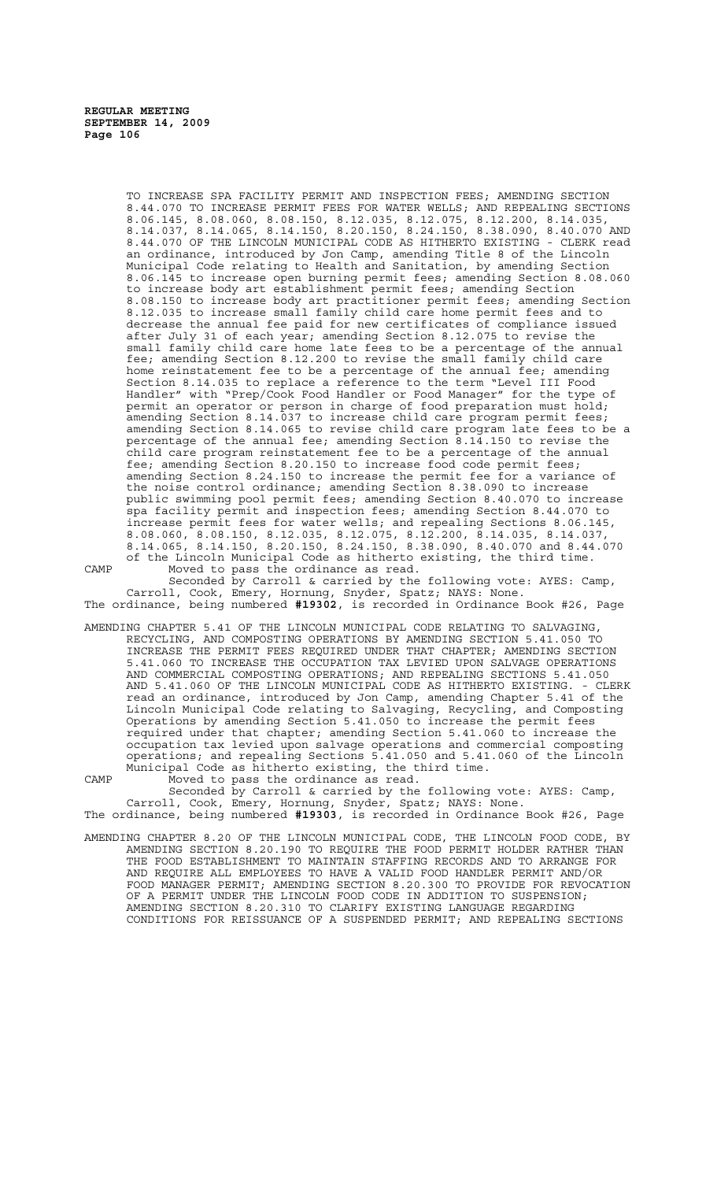TO INCREASE SPA FACILITY PERMIT AND INSPECTION FEES; AMENDING SECTION 8.44.070 TO INCREASE PERMIT FEES FOR WATER WELLS; AND REPEALING SECTIONS 8.06.145, 8.08.060, 8.08.150, 8.12.035, 8.12.075, 8.12.200, 8.14.035, 8.14.037, 8.14.065, 8.14.150, 8.20.150, 8.24.150, 8.38.090, 8.40.070 AND 8.44.070 OF THE LINCOLN MUNICIPAL CODE AS HITHERTO EXISTING - CLERK read an ordinance, introduced by Jon Camp, amending Title 8 of the Lincoln Municipal Code relating to Health and Sanitation, by amending Section 8.06.145 to increase open burning permit fees; amending Section 8.08.060 to increase body art establishment permit fees; amending Section 8.08.150 to increase body art practitioner permit fees; amending Section 8.12.035 to increase small family child care home permit fees and to decrease the annual fee paid for new certificates of compliance issued after July 31 of each year; amending Section 8.12.075 to revise the small family child care home late fees to be a percentage of the annual fee; amending Section 8.12.200 to revise the small family child care home reinstatement fee to be a percentage of the annual fee; amending Section 8.14.035 to replace a reference to the term "Level III Food Handler" with "Prep/Cook Food Handler or Food Manager" for the type of permit an operator or person in charge of food preparation must hold; amending Section 8.14.037 to increase child care program permit fees; amending Section 8.14.065 to revise child care program late fees to be a percentage of the annual fee; amending Section 8.14.150 to revise the child care program reinstatement fee to be a percentage of the annual fee; amending Section 8.20.150 to increase food code permit fees; amending Section 8.24.150 to increase the permit fee for a variance of the noise control ordinance; amending Section 8.38.090 to increase public swimming pool permit fees; amending Section 8.40.070 to increase spa facility permit and inspection fees; amending Section 8.44.070 to increase permit fees for water wells; and repealing Sections 8.06.145, 8.08.060, 8.08.150, 8.12.035, 8.12.075, 8.12.200, 8.14.035, 8.14.037, 8.14.065, 8.14.150, 8.20.150, 8.24.150, 8.38.090, 8.40.070 and 8.44.070 of the Lincoln Municipal Code as hitherto existing, the third time.

CAMP Moved to pass the ordinance as read.

Seconded by Carroll & carried by the following vote: AYES: Camp, Carroll, Cook, Emery, Hornung, Snyder, Spatz; NAYS: None.

The ordinance, being numbered **#19302**, is recorded in Ordinance Book #26, Page

AMENDING CHAPTER 5.41 OF THE LINCOLN MUNICIPAL CODE RELATING TO SALVAGING, RECYCLING, AND COMPOSTING OPERATIONS BY AMENDING SECTION 5.41.050 TO INCREASE THE PERMIT FEES REQUIRED UNDER THAT CHAPTER; AMENDING SECTION 5.41.060 TO INCREASE THE OCCUPATION TAX LEVIED UPON SALVAGE OPERATIONS AND COMMERCIAL COMPOSTING OPERATIONS; AND REPEALING SECTIONS 5.41.050 AND 5.41.060 OF THE LINCOLN MUNICIPAL CODE AS HITHERTO EXISTING. - CLERK read an ordinance, introduced by Jon Camp, amending Chapter 5.41 of the Lincoln Municipal Code relating to Salvaging, Recycling, and Composting Operations by amending Section 5.41.050 to increase the permit fees required under that chapter; amending Section 5.41.060 to increase the occupation tax levied upon salvage operations and commercial composting operations; and repealing Sections 5.41.050 and 5.41.060 of the Lincoln Municipal Code as hitherto existing, the third time.

CAMP Moved to pass the ordinance as read.

Seconded by Carroll & carried by the following vote: AYES: Camp, Carroll, Cook, Emery, Hornung, Snyder, Spatz; NAYS: None.

The ordinance, being numbered **#19303**, is recorded in Ordinance Book #26, Page

AMENDING CHAPTER 8.20 OF THE LINCOLN MUNICIPAL CODE, THE LINCOLN FOOD CODE, BY AMENDING SECTION 8.20.190 TO REQUIRE THE FOOD PERMIT HOLDER RATHER THAN THE FOOD ESTABLISHMENT TO MAINTAIN STAFFING RECORDS AND TO ARRANGE FOR AND REQUIRE ALL EMPLOYEES TO HAVE A VALID FOOD HANDLER PERMIT AND/OR FOOD MANAGER PERMIT; AMENDING SECTION 8.20.300 TO PROVIDE FOR REVOCATION OF A PERMIT UNDER THE LINCOLN FOOD CODE IN ADDITION TO SUSPENSION; AMENDING SECTION 8.20.310 TO CLARIFY EXISTING LANGUAGE REGARDING CONDITIONS FOR REISSUANCE OF A SUSPENDED PERMIT; AND REPEALING SECTIONS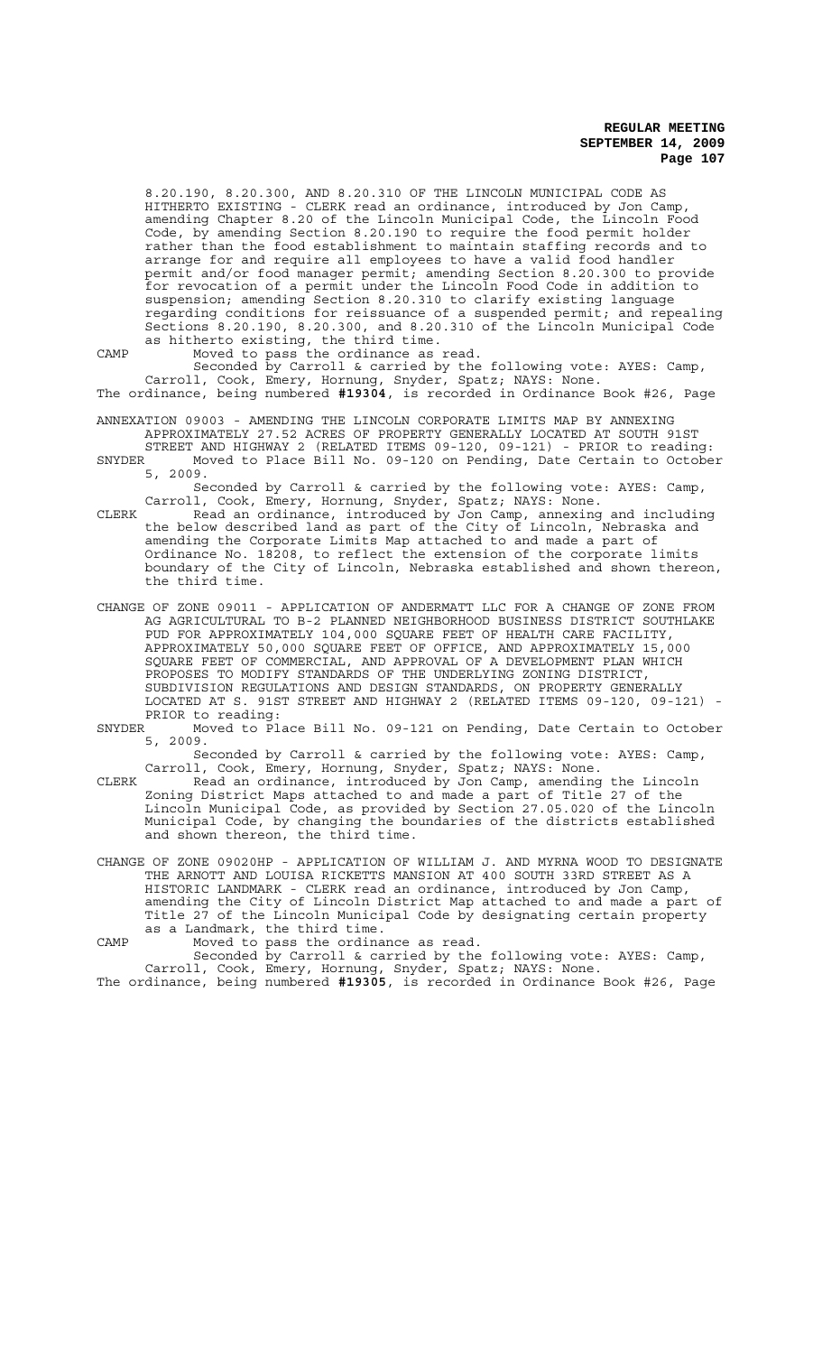8.20.190, 8.20.300, AND 8.20.310 OF THE LINCOLN MUNICIPAL CODE AS HITHERTO EXISTING - CLERK read an ordinance, introduced by Jon Camp, amending Chapter 8.20 of the Lincoln Municipal Code, the Lincoln Food Code, by amending Section 8.20.190 to require the food permit holder rather than the food establishment to maintain staffing records and to arrange for and require all employees to have a valid food handler permit and/or food manager permit; amending Section 8.20.300 to provide for revocation of a permit under the Lincoln Food Code in addition to suspension; amending Section 8.20.310 to clarify existing language regarding conditions for reissuance of a suspended permit; and repealing Sections 8.20.190, 8.20.300, and 8.20.310 of the Lincoln Municipal Code as hitherto existing, the third time.

CAMP Moved to pass the ordinance as read.

Seconded by Carroll & carried by the following vote: AYES: Camp, Carroll, Cook, Emery, Hornung, Snyder, Spatz; NAYS: None.

The ordinance, being numbered **#19304**, is recorded in Ordinance Book #26, Page

ANNEXATION 09003 - AMENDING THE LINCOLN CORPORATE LIMITS MAP BY ANNEXING APPROXIMATELY 27.52 ACRES OF PROPERTY GENERALLY LOCATED AT SOUTH 91ST STREET AND HIGHWAY 2 (RELATED ITEMS 09-120, 09-121) - PRIOR to reading:

SNYDER Moved to Place Bill No. 09-120 on Pending, Date Certain to October 5, 2009.

Seconded by Carroll & carried by the following vote: AYES: Camp, Carroll, Cook, Emery, Hornung, Snyder, Spatz; NAYS: None.

CLERK Read an ordinance, introduced by Jon Camp, annexing and including the below described land as part of the City of Lincoln, Nebraska and amending the Corporate Limits Map attached to and made a part of Ordinance No. 18208, to reflect the extension of the corporate limits boundary of the City of Lincoln, Nebraska established and shown thereon, the third time.

CHANGE OF ZONE 09011 - APPLICATION OF ANDERMATT LLC FOR A CHANGE OF ZONE FROM AG AGRICULTURAL TO B-2 PLANNED NEIGHBORHOOD BUSINESS DISTRICT SOUTHLAKE PUD FOR APPROXIMATELY 104,000 SQUARE FEET OF HEALTH CARE FACILITY, APPROXIMATELY 50,000 SQUARE FEET OF OFFICE, AND APPROXIMATELY 15,000 SQUARE FEET OF COMMERCIAL, AND APPROVAL OF A DEVELOPMENT PLAN WHICH PROPOSES TO MODIFY STANDARDS OF THE UNDERLYING ZONING DISTRICT, SUBDIVISION REGULATIONS AND DESIGN STANDARDS, ON PROPERTY GENERALLY LOCATED AT S. 91ST STREET AND HIGHWAY 2 (RELATED ITEMS 09-120, 09-121) - PRIOR to reading:

SNYDER Moved to Place Bill No. 09-121 on Pending, Date Certain to October 5, 2009.

Seconded by Carroll & carried by the following vote: AYES: Camp, Carroll, Cook, Emery, Hornung, Snyder, Spatz; NAYS: None.

CLERK Read an ordinance, introduced by Jon Camp, amending the Lincoln Zoning District Maps attached to and made a part of Title 27 of the Lincoln Municipal Code, as provided by Section 27.05.020 of the Lincoln Municipal Code, by changing the boundaries of the districts established and shown thereon, the third time.

CHANGE OF ZONE 09020HP - APPLICATION OF WILLIAM J. AND MYRNA WOOD TO DESIGNATE THE ARNOTT AND LOUISA RICKETTS MANSION AT 400 SOUTH 33RD STREET AS A HISTORIC LANDMARK - CLERK read an ordinance, introduced by Jon Camp, amending the City of Lincoln District Map attached to and made a part of Title 27 of the Lincoln Municipal Code by designating certain property as a Landmark, the third time.

CAMP Moved to pass the ordinance as read.

Seconded by Carroll & carried by the following vote: AYES: Camp, Carroll, Cook, Emery, Hornung, Snyder, Spatz; NAYS: None.

The ordinance, being numbered **#19305**, is recorded in Ordinance Book #26, Page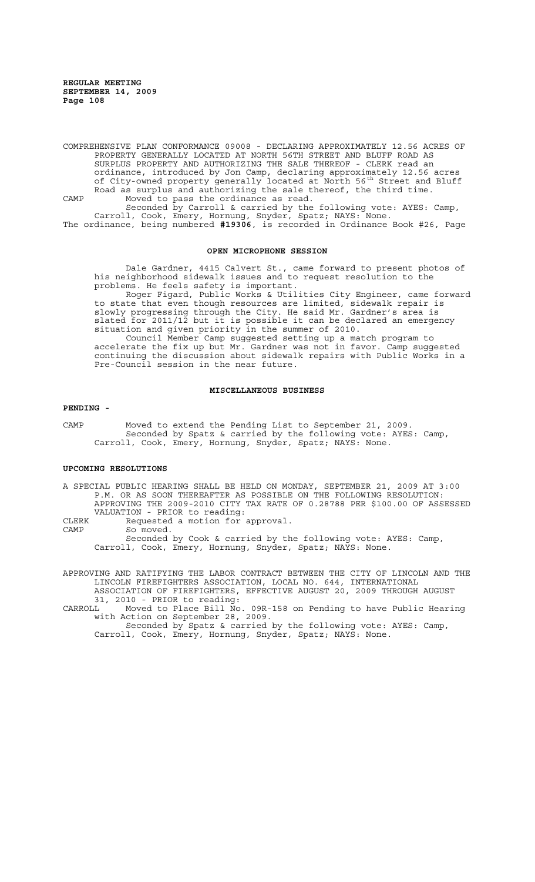COMPREHENSIVE PLAN CONFORMANCE 09008 - DECLARING APPROXIMATELY 12.56 ACRES OF PROPERTY GENERALLY LOCATED AT NORTH 56TH STREET AND BLUFF ROAD AS SURPLUS PROPERTY AND AUTHORIZING THE SALE THEREOF - CLERK read an ordinance, introduced by Jon Camp, declaring approximately 12.56 acres of City-owned property generally located at North 56[th] Street and Bluff Road as surplus and authorizing the sale thereof, the third time.

CAMP Moved to pass the ordinance as read.

Seconded by Carroll & carried by the following vote: AYES: Camp, Carroll, Cook, Emery, Hornung, Snyder, Spatz; NAYS: None.

The ordinance, being numbered **#19306**, is recorded in Ordinance Book #26, Page

## OPEN MICROPHONE SESSION

Dale Gardner, 4415 Calvert St., came forward to present photos of his neighborhood sidewalk issues and to request resolution to the problems. He feels safety is important.

Roger Figard, Public Works & Utilities City Engineer, came forward to state that even though resources are limited, sidewalk repair is slowly progressing through the City. He said Mr. Gardner's area is slated for 2011/12 but it is possible it can be declared an emergency situation and given priority in the summer of 2010.

Council Member Camp suggested setting up a match program to accelerate the fix up but Mr. Gardner was not in favor. Camp suggested continuing the discussion about sidewalk repairs with Public Works in a Pre-Council session in the near future.

## MISCELLANEOUS BUSINESS

**PENDING -**

CAMP Moved to extend the Pending List to September 21, 2009.

Seconded by Spatz & carried by the following vote: AYES: Camp, Carroll, Cook, Emery, Hornung, Snyder, Spatz; NAYS: None.

**UPCOMING RESOLUTIONS**

A SPECIAL PUBLIC HEARING SHALL BE HELD ON MONDAY, SEPTEMBER 21, 2009 AT 3:00 P.M. OR AS SOON THEREAFTER AS POSSIBLE ON THE FOLLOWING RESOLUTION: APPROVING THE 2009-2010 CITY TAX RATE OF 0.28788 PER $100.00 OF ASSESSED VALUATION - PRIOR to reading:

CLERK Requested a motion for approval.

CAMP So moved.

Seconded by Cook & carried by the following vote: AYES: Camp, Carroll, Cook, Emery, Hornung, Snyder, Spatz; NAYS: None.

APPROVING AND RATIFYING THE LABOR CONTRACT BETWEEN THE CITY OF LINCOLN AND THE LINCOLN FIREFIGHTERS ASSOCIATION, LOCAL NO. 644, INTERNATIONAL ASSOCIATION OF FIREFIGHTERS, EFFECTIVE AUGUST 20, 2009 THROUGH AUGUST 31, 2010 - PRIOR to reading:

CARROLL Moved to Place Bill No. 09R-158 on Pending to have Public Hearing with Action on September 28, 2009.

Seconded by Spatz & carried by the following vote: AYES: Camp, Carroll, Cook, Emery, Hornung, Snyder, Spatz; NAYS: None.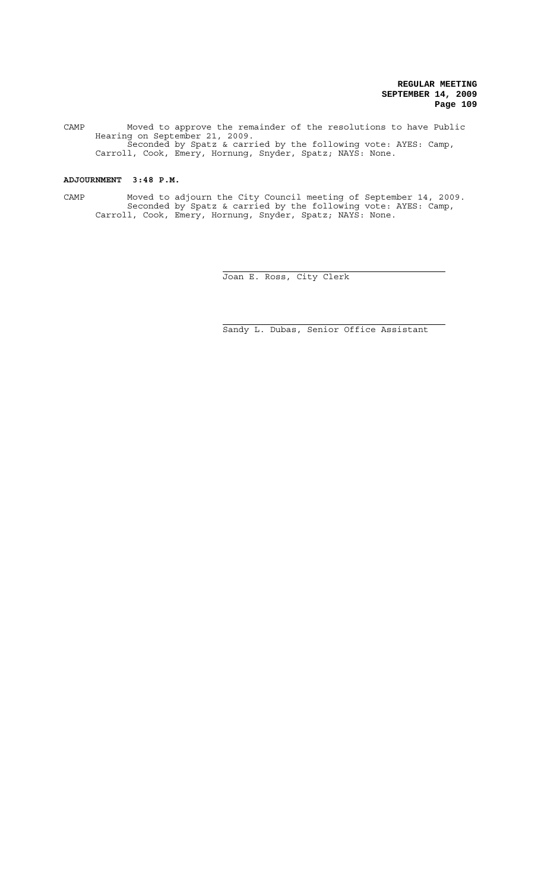CAMP Moved to approve the remainder of the resolutions to have Public Hearing on September 21, 2009.
Seconded by Spatz & carried by the following vote: AYES: Camp, Carroll, Cook, Emery, Hornung, Snyder, Spatz; NAYS: None.

**ADJOURNMENT 3:48 P.M.**

CAMP Moved to adjourn the City Council meeting of September 14, 2009.
Seconded by Spatz & carried by the following vote: AYES: Camp, Carroll, Cook, Emery, Hornung, Snyder, Spatz; NAYS: None.

Joan E. Ross, City Clerk

Sandy L. Dubas, Senior Office Assistant